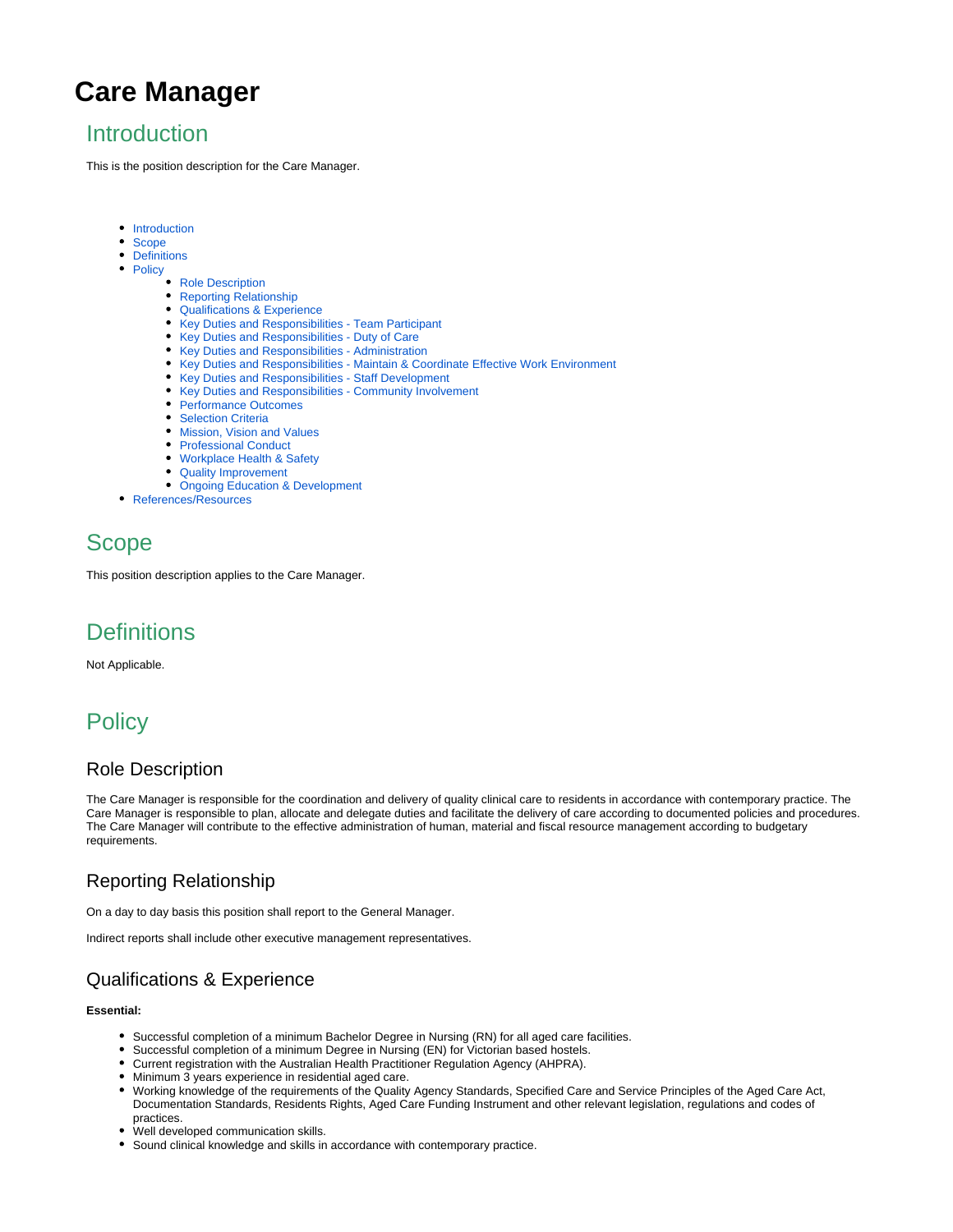# Care Manager

## Introduction

This is the position description for the Care Manager.

- Introduction
- Scope
- Definitions
- Policy
    - Role Description
    - Reporting Relationship
    - Qualifications & Experience
    - Key Duties and Responsibilities - Team Participant
    - Key Duties and Responsibilities - Duty of Care
    - Key Duties and Responsibilities - Administration
    - Key Duties and Responsibilities - Maintain & Coordinate Effective Work Environment
    - Key Duties and Responsibilities - Staff Development
    - Key Duties and Responsibilities - Community Involvement
    - Performance Outcomes
    - Selection Criteria
    - Mission, Vision and Values
    - Professional Conduct
    - Workplace Health & Safety
    - Quality Improvement
    - Ongoing Education & Development
- References/Resources

## Scope

This position description applies to the Care Manager.

## Definitions

Not Applicable.

## Policy

### Role Description

The Care Manager is responsible for the coordination and delivery of quality clinical care to residents in accordance with contemporary practice. The Care Manager is responsible to plan, allocate and delegate duties and facilitate the delivery of care according to documented policies and procedures. The Care Manager will contribute to the effective administration of human, material and fiscal resource management according to budgetary requirements.

### Reporting Relationship

On a day to day basis this position shall report to the General Manager.

Indirect reports shall include other executive management representatives.

### Qualifications & Experience

**Essential:**

- Successful completion of a minimum Bachelor Degree in Nursing (RN) for all aged care facilities.
- Successful completion of a minimum Degree in Nursing (EN) for Victorian based hostels.
- Current registration with the Australian Health Practitioner Regulation Agency (AHPRA).
- Minimum 3 years experience in residential aged care.
- Working knowledge of the requirements of the Quality Agency Standards, Specified Care and Service Principles of the Aged Care Act, Documentation Standards, Residents Rights, Aged Care Funding Instrument and other relevant legislation, regulations and codes of practices.
- Well developed communication skills.
- Sound clinical knowledge and skills in accordance with contemporary practice.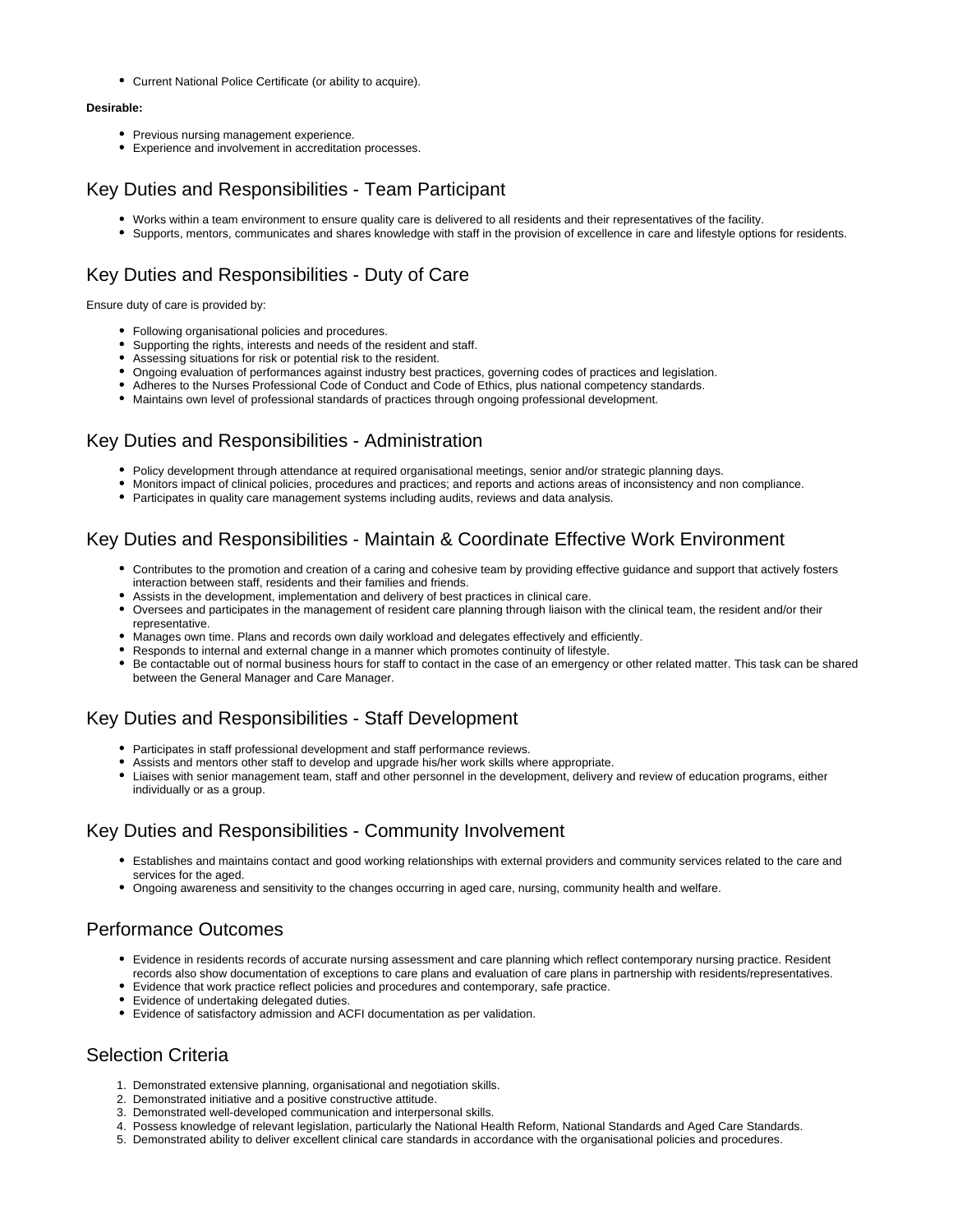- Current National Police Certificate (or ability to acquire).

**Desirable:**

- Previous nursing management experience.
- Experience and involvement in accreditation processes.

## Key Duties and Responsibilities - Team Participant

- Works within a team environment to ensure quality care is delivered to all residents and their representatives of the facility.
- Supports, mentors, communicates and shares knowledge with staff in the provision of excellence in care and lifestyle options for residents.

## Key Duties and Responsibilities - Duty of Care

Ensure duty of care is provided by:

- Following organisational policies and procedures.
- Supporting the rights, interests and needs of the resident and staff.
- Assessing situations for risk or potential risk to the resident.
- Ongoing evaluation of performances against industry best practices, governing codes of practices and legislation.
- Adheres to the Nurses Professional Code of Conduct and Code of Ethics, plus national competency standards.
- Maintains own level of professional standards of practices through ongoing professional development.

## Key Duties and Responsibilities - Administration

- Policy development through attendance at required organisational meetings, senior and/or strategic planning days.
- Monitors impact of clinical policies, procedures and practices; and reports and actions areas of inconsistency and non compliance.
- Participates in quality care management systems including audits, reviews and data analysis.

## Key Duties and Responsibilities - Maintain & Coordinate Effective Work Environment

- Contributes to the promotion and creation of a caring and cohesive team by providing effective guidance and support that actively fosters interaction between staff, residents and their families and friends.
- Assists in the development, implementation and delivery of best practices in clinical care.
- Oversees and participates in the management of resident care planning through liaison with the clinical team, the resident and/or their representative.
- Manages own time. Plans and records own daily workload and delegates effectively and efficiently.
- Responds to internal and external change in a manner which promotes continuity of lifestyle.
- Be contactable out of normal business hours for staff to contact in the case of an emergency or other related matter. This task can be shared between the General Manager and Care Manager.

## Key Duties and Responsibilities - Staff Development

- Participates in staff professional development and staff performance reviews.
- Assists and mentors other staff to develop and upgrade his/her work skills where appropriate.
- Liaises with senior management team, staff and other personnel in the development, delivery and review of education programs, either individually or as a group.

## Key Duties and Responsibilities - Community Involvement

- Establishes and maintains contact and good working relationships with external providers and community services related to the care and services for the aged.
- Ongoing awareness and sensitivity to the changes occurring in aged care, nursing, community health and welfare.

## Performance Outcomes

- Evidence in residents records of accurate nursing assessment and care planning which reflect contemporary nursing practice. Resident records also show documentation of exceptions to care plans and evaluation of care plans in partnership with residents/representatives.
- Evidence that work practice reflect policies and procedures and contemporary, safe practice.
- Evidence of undertaking delegated duties.
- Evidence of satisfactory admission and ACFI documentation as per validation.

## Selection Criteria

1. Demonstrated extensive planning, organisational and negotiation skills.
2. Demonstrated initiative and a positive constructive attitude.
3. Demonstrated well-developed communication and interpersonal skills.
4. Possess knowledge of relevant legislation, particularly the National Health Reform, National Standards and Aged Care Standards.
5. Demonstrated ability to deliver excellent clinical care standards in accordance with the organisational policies and procedures.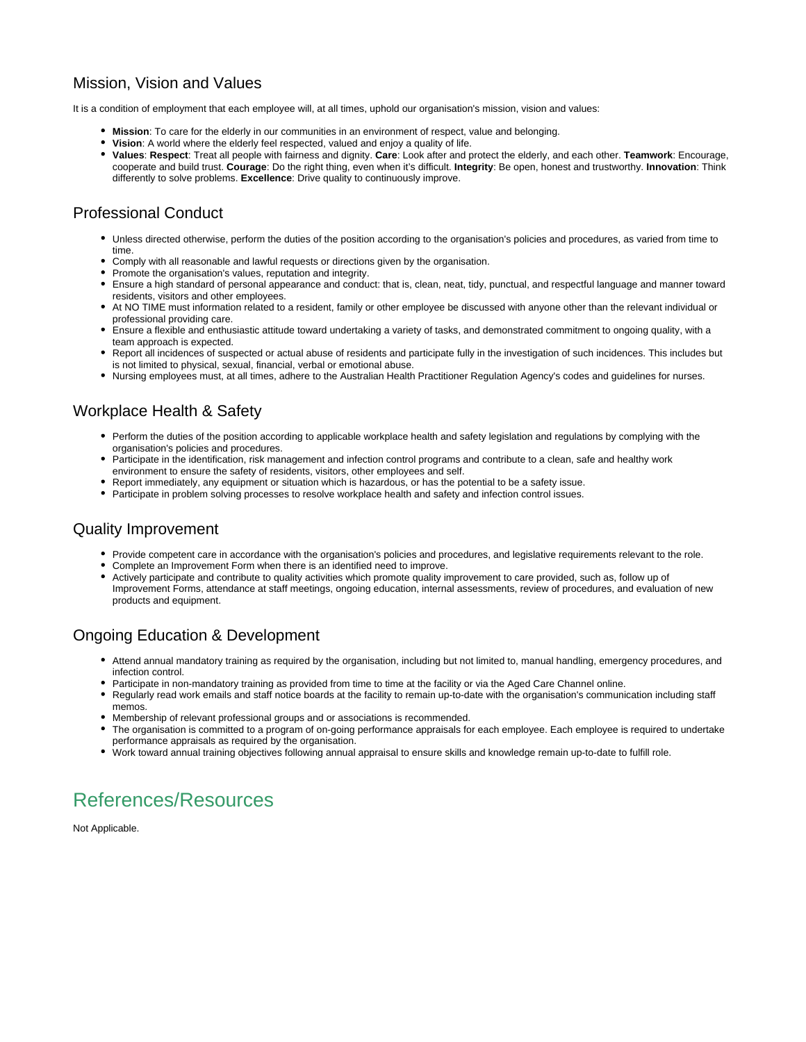### Mission, Vision and Values

It is a condition of employment that each employee will, at all times, uphold our organisation's mission, vision and values:

- **Mission**: To care for the elderly in our communities in an environment of respect, value and belonging.
- **Vision**: A world where the elderly feel respected, valued and enjoy a quality of life.
- **Values**: **Respect**: Treat all people with fairness and dignity. **Care**: Look after and protect the elderly, and each other. **Teamwork**: Encourage, cooperate and build trust. **Courage**: Do the right thing, even when it's difficult. **Integrity**: Be open, honest and trustworthy. **Innovation**: Think differently to solve problems. **Excellence**: Drive quality to continuously improve.

### Professional Conduct

- Unless directed otherwise, perform the duties of the position according to the organisation's policies and procedures, as varied from time to time.
- Comply with all reasonable and lawful requests or directions given by the organisation.
- Promote the organisation's values, reputation and integrity.
- Ensure a high standard of personal appearance and conduct: that is, clean, neat, tidy, punctual, and respectful language and manner toward residents, visitors and other employees.
- At NO TIME must information related to a resident, family or other employee be discussed with anyone other than the relevant individual or professional providing care.
- Ensure a flexible and enthusiastic attitude toward undertaking a variety of tasks, and demonstrated commitment to ongoing quality, with a team approach is expected.
- Report all incidences of suspected or actual abuse of residents and participate fully in the investigation of such incidences. This includes but is not limited to physical, sexual, financial, verbal or emotional abuse.
- Nursing employees must, at all times, adhere to the Australian Health Practitioner Regulation Agency's codes and guidelines for nurses.

### Workplace Health & Safety

- Perform the duties of the position according to applicable workplace health and safety legislation and regulations by complying with the organisation's policies and procedures.
- Participate in the identification, risk management and infection control programs and contribute to a clean, safe and healthy work environment to ensure the safety of residents, visitors, other employees and self.
- Report immediately, any equipment or situation which is hazardous, or has the potential to be a safety issue.
- Participate in problem solving processes to resolve workplace health and safety and infection control issues.

### Quality Improvement

- Provide competent care in accordance with the organisation's policies and procedures, and legislative requirements relevant to the role.
- Complete an Improvement Form when there is an identified need to improve.
- Actively participate and contribute to quality activities which promote quality improvement to care provided, such as, follow up of Improvement Forms, attendance at staff meetings, ongoing education, internal assessments, review of procedures, and evaluation of new products and equipment.

### Ongoing Education & Development

- Attend annual mandatory training as required by the organisation, including but not limited to, manual handling, emergency procedures, and infection control.
- Participate in non-mandatory training as provided from time to time at the facility or via the Aged Care Channel online.
- Regularly read work emails and staff notice boards at the facility to remain up-to-date with the organisation's communication including staff memos.
- Membership of relevant professional groups and or associations is recommended.
- The organisation is committed to a program of on-going performance appraisals for each employee. Each employee is required to undertake performance appraisals as required by the organisation.
- Work toward annual training objectives following annual appraisal to ensure skills and knowledge remain up-to-date to fulfill role.

## References/Resources

Not Applicable.